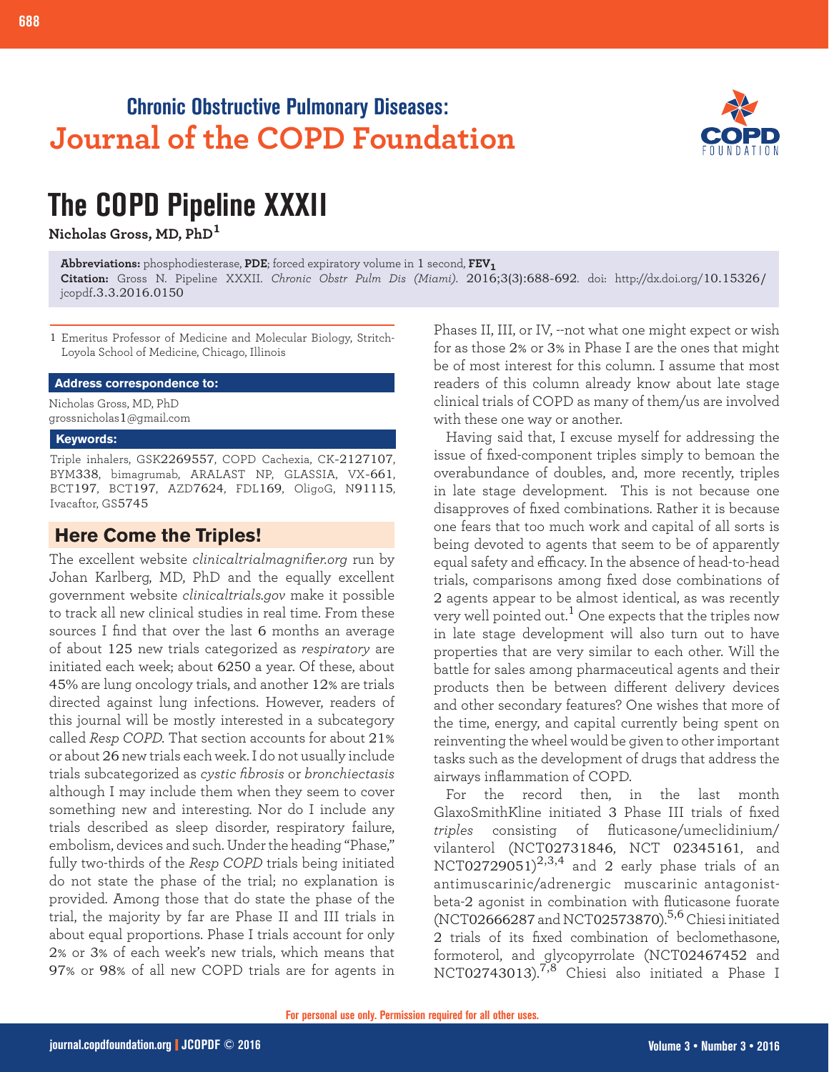Chronic Obstructive Pulmonary Diseases:
**Journal of the COPD Foundation**

# The COPD Pipeline XXXII

**Nicholas Gross, MD, PhD**[1]

**Abbreviations:** phosphodiesterase, **PDE**; forced expiratory volume in 1 second, **$FEV_1$**
**Citation:** Gross N. Pipeline XXXII. *Chronic Obstr Pulm Dis (Miami).* 2016;3(3):688-692. doi: http://dx.doi.org/10.15326/jcopdf.3.3.2016.0150

1 Emeritus Professor of Medicine and Molecular Biology, Stritch-Loyola School of Medicine, Chicago, Illinois

**Address correspondence to:**

Nicholas Gross, MD, PhD
grossnicholas1@gmail.com

**Keywords:**

Triple inhalers, GSK2269557, COPD Cachexia, CK-2127107, BYM338, bimagrumab, ARALAST NP, GLASSIA, VX-661, BCT197, BCT197, AZD7624, FDL169, OligoG, N91115, Ivacaftor, GS5745

## Here Come the Triples!

The excellent website *clinicaltrialmagnifier.org* run by Johan Karlberg, MD, PhD and the equally excellent government website *clinicaltrials.gov* make it possible to track all new clinical studies in real time. From these sources I find that over the last 6 months an average of about 125 new trials categorized as *respiratory* are initiated each week; about 6250 a year. Of these, about 45% are lung oncology trials, and another 12% are trials directed against lung infections. However, readers of this journal will be mostly interested in a subcategory called *Resp COPD.* That section accounts for about 21% or about 26 new trials each week. I do not usually include trials subcategorized as *cystic fibrosis* or *bronchiectasis* although I may include them when they seem to cover something new and interesting. Nor do I include any trials described as sleep disorder, respiratory failure, embolism, devices and such. Under the heading "Phase," fully two-thirds of the *Resp COPD* trials being initiated do not state the phase of the trial; no explanation is provided. Among those that do state the phase of the trial, the majority by far are Phase II and III trials in about equal proportions. Phase I trials account for only 2% or 3% of each week's new trials, which means that 97% or 98% of all new COPD trials are for agents in Phases II, III, or IV, --not what one might expect or wish for as those 2% or 3% in Phase I are the ones that might be of most interest for this column. I assume that most readers of this column already know about late stage clinical trials of COPD as many of them/us are involved with these one way or another.

Having said that, I excuse myself for addressing the issue of fixed-component triples simply to bemoan the overabundance of doubles, and, more recently, triples in late stage development. This is not because one disapproves of fixed combinations. Rather it is because one fears that too much work and capital of all sorts is being devoted to agents that seem to be of apparently equal safety and efficacy. In the absence of head-to-head trials, comparisons among fixed dose combinations of 2 agents appear to be almost identical, as was recently very well pointed out.[1] One expects that the triples now in late stage development will also turn out to have properties that are very similar to each other. Will the battle for sales among pharmaceutical agents and their products then be between different delivery devices and other secondary features? One wishes that more of the time, energy, and capital currently being spent on reinventing the wheel would be given to other important tasks such as the development of drugs that address the airways inflammation of COPD.

For the record then, in the last month GlaxoSmithKline initiated 3 Phase III trials of fixed *triples* consisting of fluticasone/umeclidinium/vilanterol (NCT02731846, NCT 02345161, and NCT02729051)[2,3,4] and 2 early phase trials of an antimuscarinic/adrenergic muscarinic antagonist-beta-2 agonist in combination with fluticasone fuorate (NCT02666287 and NCT02573870).[5,6] Chiesi initiated 2 trials of its fixed combination of beclomethasone, formoterol, and glycopyrrolate (NCT02467452 and NCT02743013).[7,8] Chiesi also initiated a Phase I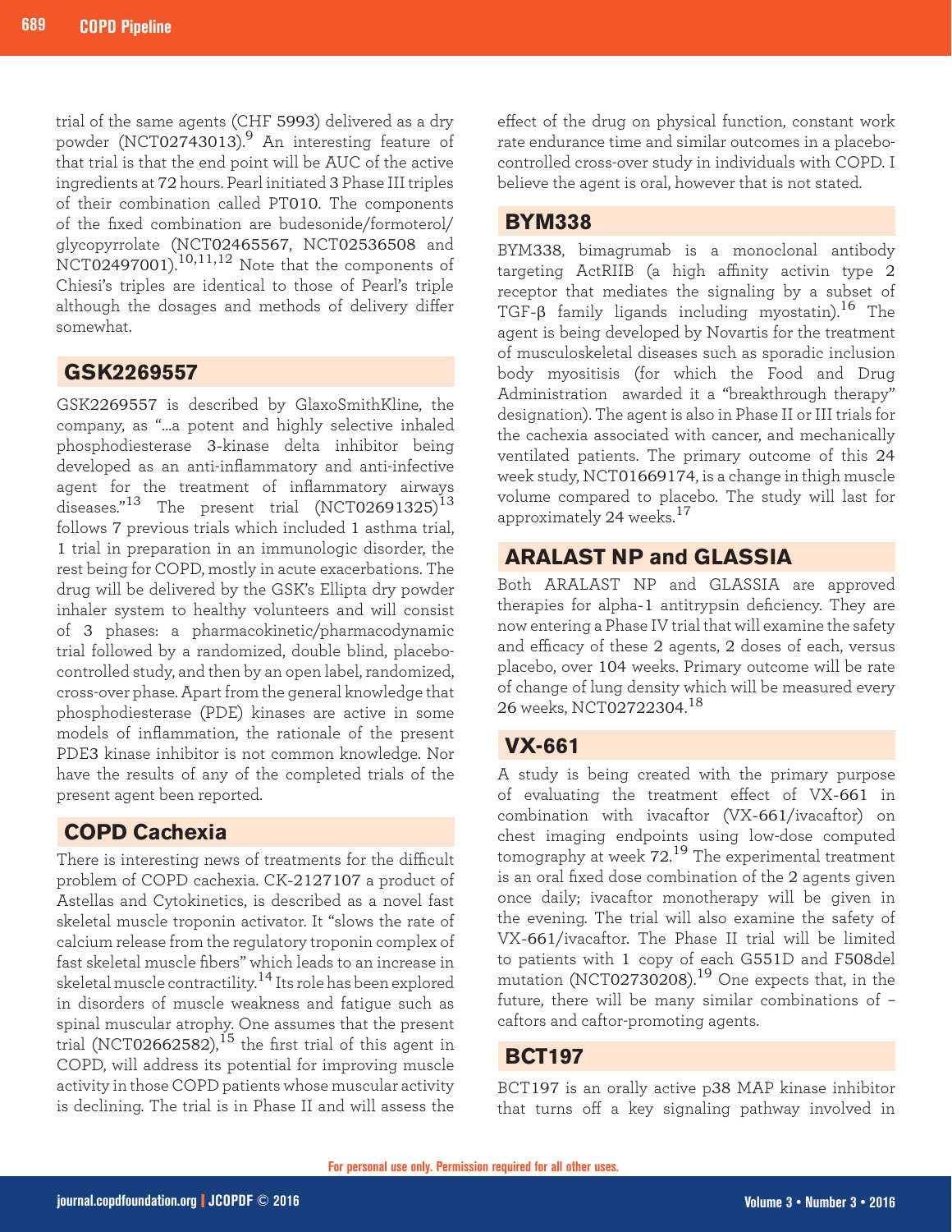trial of the same agents (CHF 5993) delivered as a dry powder (NCT02743013).[9] An interesting feature of that trial is that the end point will be AUC of the active ingredients at 72 hours. Pearl initiated 3 Phase III triples of their combination called PT010. The components of the fixed combination are budesonide/formoterol/glycopyrrolate (NCT02465567, NCT02536508 and NCT02497001).[10,11,12] Note that the components of Chiesi's triples are identical to those of Pearl's triple although the dosages and methods of delivery differ somewhat.

## GSK2269557

GSK2269557 is described by GlaxoSmithKline, the company, as "...a potent and highly selective inhaled phosphodiesterase 3-kinase delta inhibitor being developed as an anti-inflammatory and anti-infective agent for the treatment of inflammatory airways diseases."[13] The present trial (NCT02691325)[13] follows 7 previous trials which included 1 asthma trial, 1 trial in preparation in an immunologic disorder, the rest being for COPD, mostly in acute exacerbations. The drug will be delivered by the GSK's Ellipta dry powder inhaler system to healthy volunteers and will consist of 3 phases: a pharmacokinetic/pharmacodynamic trial followed by a randomized, double blind, placebo-controlled study, and then by an open label, randomized, cross-over phase. Apart from the general knowledge that phosphodiesterase (PDE) kinases are active in some models of inflammation, the rationale of the present PDE3 kinase inhibitor is not common knowledge. Nor have the results of any of the completed trials of the present agent been reported.

## COPD Cachexia

There is interesting news of treatments for the difficult problem of COPD cachexia. CK-2127107 a product of Astellas and Cytokinetics, is described as a novel fast skeletal muscle troponin activator. It "slows the rate of calcium release from the regulatory troponin complex of fast skeletal muscle fibers" which leads to an increase in skeletal muscle contractility.[14] Its role has been explored in disorders of muscle weakness and fatigue such as spinal muscular atrophy. One assumes that the present trial (NCT02662582),[15] the first trial of this agent in COPD, will address its potential for improving muscle activity in those COPD patients whose muscular activity is declining. The trial is in Phase II and will assess the effect of the drug on physical function, constant work rate endurance time and similar outcomes in a placebo-controlled cross-over study in individuals with COPD. I believe the agent is oral, however that is not stated.

## BYM338

BYM338, bimagrumab is a monoclonal antibody targeting ActRIIB (a high affinity activin type 2 receptor that mediates the signaling by a subset of TGF-β family ligands including myostatin).[16] The agent is being developed by Novartis for the treatment of musculoskeletal diseases such as sporadic inclusion body myositis (for which the Food and Drug Administration awarded it a "breakthrough therapy" designation). The agent is also in Phase II or III trials for the cachexia associated with cancer, and mechanically ventilated patients. The primary outcome of this 24 week study, NCT01669174, is a change in thigh muscle volume compared to placebo. The study will last for approximately 24 weeks.[17]

## ARALAST NP and GLASSIA

Both ARALAST NP and GLASSIA are approved therapies for alpha-1 antitrypsin deficiency. They are now entering a Phase IV trial that will examine the safety and efficacy of these 2 agents, 2 doses of each, versus placebo, over 104 weeks. Primary outcome will be rate of change of lung density which will be measured every 26 weeks, NCT02722304.[18]

## VX-661

A study is being created with the primary purpose of evaluating the treatment effect of VX-661 in combination with ivacaftor (VX-661/ivacaftor) on chest imaging endpoints using low-dose computed tomography at week 72.[19] The experimental treatment is an oral fixed dose combination of the 2 agents given once daily; ivacaftor monotherapy will be given in the evening. The trial will also examine the safety of VX-661/ivacaftor. The Phase II trial will be limited to patients with 1 copy of each G551D and F508del mutation (NCT02730208).[19] One expects that, in the future, there will be many similar combinations of –caftors and caftor-promoting agents.

## BCT197

BCT197 is an orally active p38 MAP kinase inhibitor that turns off a key signaling pathway involved in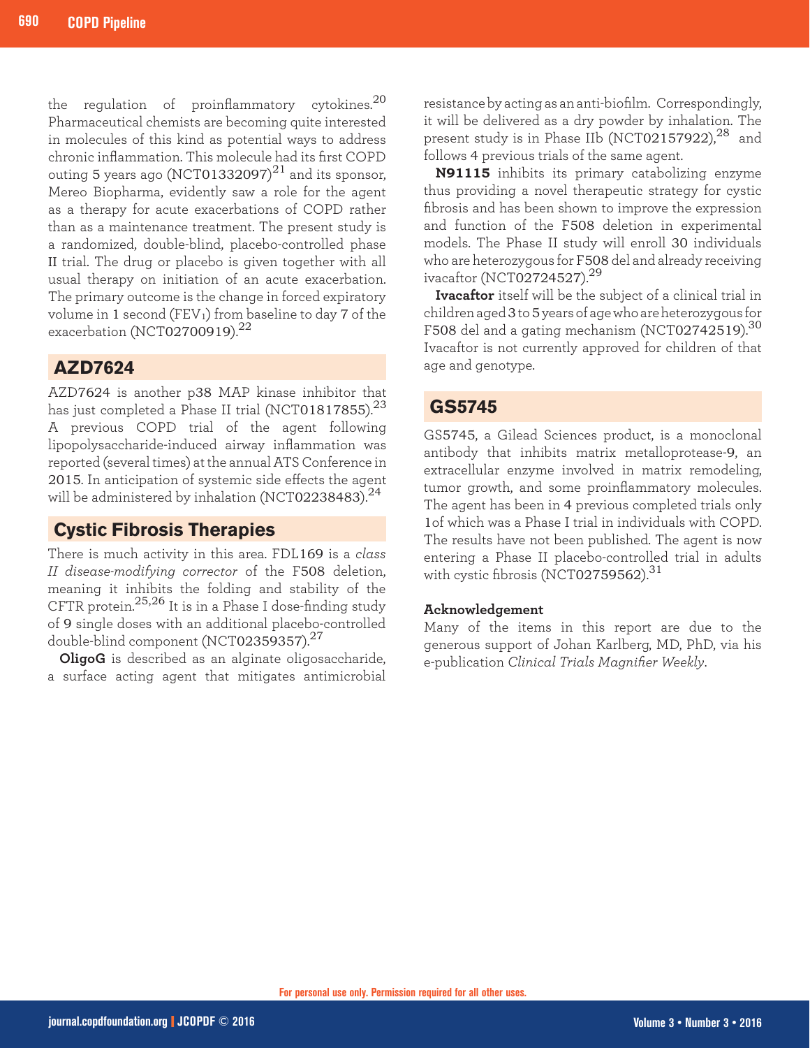the regulation of proinflammatory cytokines.[20] Pharmaceutical chemists are becoming quite interested in molecules of this kind as potential ways to address chronic inflammation. This molecule had its first COPD outing 5 years ago (NCT01332097)[21] and its sponsor, Mereo Biopharma, evidently saw a role for the agent as a therapy for acute exacerbations of COPD rather than as a maintenance treatment. The present study is a randomized, double-blind, placebo-controlled phase II trial. The drug or placebo is given together with all usual therapy on initiation of an acute exacerbation. The primary outcome is the change in forced expiratory volume in 1 second ($FEV_1$) from baseline to day 7 of the exacerbation (NCT02700919).[22]

## AZD7624

AZD7624 is another p38 MAP kinase inhibitor that has just completed a Phase II trial (NCT01817855).[23] A previous COPD trial of the agent following lipopolysaccharide-induced airway inflammation was reported (several times) at the annual ATS Conference in 2015. In anticipation of systemic side effects the agent will be administered by inhalation (NCT02238483).[24]

## Cystic Fibrosis Therapies

There is much activity in this area. FDL169 is a *class II disease-modifying corrector* of the F508 deletion, meaning it inhibits the folding and stability of the CFTR protein.[25,26] It is in a Phase I dose-finding study of 9 single doses with an additional placebo-controlled double-blind component (NCT02359357).[27]

**OligoG** is described as an alginate oligosaccharide, a surface acting agent that mitigates antimicrobial resistance by acting as an anti-biofilm. Correspondingly, it will be delivered as a dry powder by inhalation. The present study is in Phase IIb (NCT02157922),[28] and follows 4 previous trials of the same agent.

**N91115** inhibits its primary catabolizing enzyme thus providing a novel therapeutic strategy for cystic fibrosis and has been shown to improve the expression and function of the F508 deletion in experimental models. The Phase II study will enroll 30 individuals who are heterozygous for F508 del and already receiving ivacaftor (NCT02724527).[29]

**Ivacaftor** itself will be the subject of a clinical trial in children aged 3 to 5 years of age who are heterozygous for F508 del and a gating mechanism (NCT02742519).[30] Ivacaftor is not currently approved for children of that age and genotype.

## GS5745

GS5745, a Gilead Sciences product, is a monoclonal antibody that inhibits matrix metalloprotease-9, an extracellular enzyme involved in matrix remodeling, tumor growth, and some proinflammatory molecules. The agent has been in 4 previous completed trials only 1of which was a Phase I trial in individuals with COPD. The results have not been published. The agent is now entering a Phase II placebo-controlled trial in adults with cystic fibrosis (NCT02759562).[31]

### Acknowledgement

Many of the items in this report are due to the generous support of Johan Karlberg, MD, PhD, via his e-publication *Clinical Trials Magnifier Weekly*.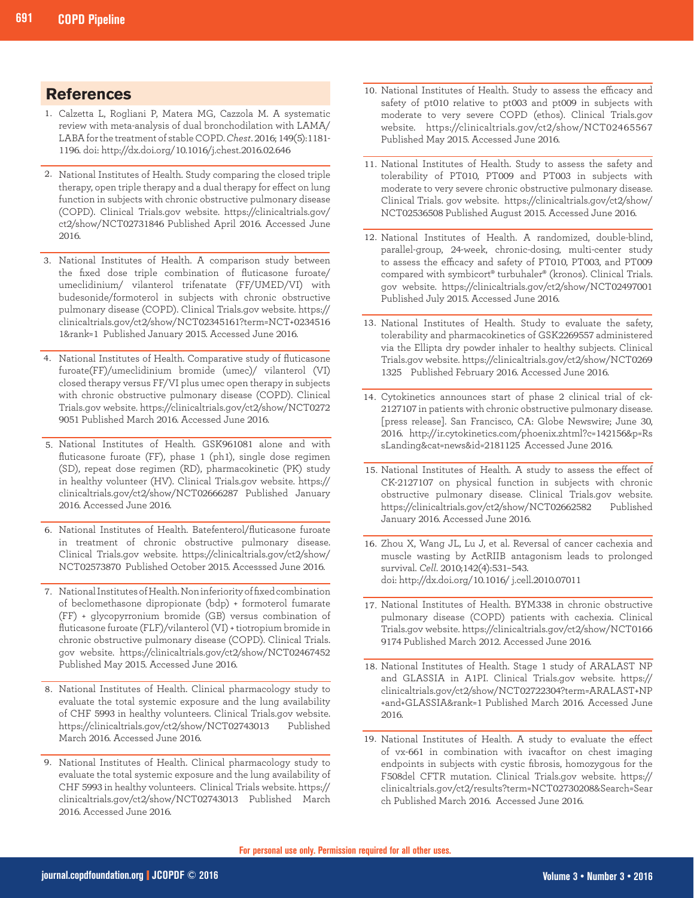## References

1. Calzetta L, Rogliani P, Matera MG, Cazzola M. A systematic review with meta-analysis of dual bronchodilation with LAMA/LABA for the treatment of stable COPD. *Chest*. 2016; 149(5):1181-1196. doi: http://dx.doi.org/10.1016/j.chest.2016.02.646

2. National Institutes of Health. Study comparing the closed triple therapy, open triple therapy and a dual therapy for effect on lung function in subjects with chronic obstructive pulmonary disease (COPD). Clinical Trials.gov website. https://clinicaltrials.gov/ct2/show/NCT02731846 Published April 2016. Accessed June 2016.

3. National Institutes of Health. A comparison study between the fixed dose triple combination of fluticasone furoate/umeclidinium/ vilanterol trifenatate (FF/UMED/VI) with budesonide/formoterol in subjects with chronic obstructive pulmonary disease (COPD). Clinical Trials.gov website. https://clinicaltrials.gov/ct2/show/NCT02345161?term=NCT+02345161&rank=1 Published January 2015. Accessed June 2016.

4. National Institutes of Health. Comparative study of fluticasone furoate(FF)/umeclidinium bromide (umec)/ vilanterol (VI) closed therapy versus FF/VI plus umec open therapy in subjects with chronic obstructive pulmonary disease (COPD). Clinical Trials.gov website. https://clinicaltrials.gov/ct2/show/NCT02729051 Published March 2016. Accessed June 2016.

5. National Institutes of Health. GSK961081 alone and with fluticasone furoate (FF), phase 1 (ph1), single dose regimen (SD), repeat dose regimen (RD), pharmacokinetic (PK) study in healthy volunteer (HV). Clinical Trials.gov website. https://clinicaltrials.gov/ct2/show/NCT02666287 Published January 2016. Accessed June 2016.

6. National Institutes of Health. Batefenterol/fluticasone furoate in treatment of chronic obstructive pulmonary disease. Clinical Trials.gov website. https://clinicaltrials.gov/ct2/show/NCT02573870 Published October 2015. Accesssed June 2016.

7. National Institutes of Health. Non inferiority of fixed combination of beclomethasone dipropionate (bdp) + formoterol fumarate (FF) + glycopyrronium bromide (GB) versus combination of fluticasone furoate (FLF)/vilanterol (VI) + tiotropium bromide in chronic obstructive pulmonary disease (COPD). Clinical Trials.gov website. https://clinicaltrials.gov/ct2/show/NCT02467452 Published May 2015. Accessed June 2016.

8. National Institutes of Health. Clinical pharmacology study to evaluate the total systemic exposure and the lung availability of CHF 5993 in healthy volunteers. Clinical Trials.gov website. https://clinicaltrials.gov/ct2/show/NCT02743013 Published March 2016. Accessed June 2016.

9. National Institutes of Health. Clinical pharmacology study to evaluate the total systemic exposure and the lung availability of CHF 5993 in healthy volunteers. Clinical Trials website. https://clinicaltrials.gov/ct2/show/NCT02743013 Published March 2016. Accessed June 2016.

10. National Institutes of Health. Study to assess the efficacy and safety of pt010 relative to pt003 and pt009 in subjects with moderate to very severe COPD (ethos). Clinical Trials.gov website. https://clinicaltrials.gov/ct2/show/NCT02465567 Published May 2015. Accessed June 2016.

11. National Institutes of Health. Study to assess the safety and tolerability of PT010, PT009 and PT003 in subjects with moderate to very severe chronic obstructive pulmonary disease. Clinical Trials. gov website. https://clinicaltrials.gov/ct2/show/NCT02536508 Published August 2015. Accessed June 2016.

12. National Institutes of Health. A randomized, double-blind, parallel-group, 24-week, chronic-dosing, multi-center study to assess the efficacy and safety of PT010, PT003, and PT009 compared with symbicort® turbuhaler® (kronos). Clinical Trials. gov website. https://clinicaltrials.gov/ct2/show/NCT02497001 Published July 2015. Accessed June 2016.

13. National Institutes of Health. Study to evaluate the safety, tolerability and pharmacokinetics of GSK2269557 administered via the Ellipta dry powder inhaler to healthy subjects. Clinical Trials.gov website. https://clinicaltrials.gov/ct2/show/NCT02691325 Published February 2016. Accessed June 2016.

14. Cytokinetics announces start of phase 2 clinical trial of ck-2127107 in patients with chronic obstructive pulmonary disease. [press release]. San Francisco, CA: Globe Newswire; June 30, 2016. http://ir.cytokinetics.com/phoenix.zhtml?c=142156&p=RssLanding&cat=news&id=2181125 Accessed June 2016.

15. National Institutes of Health. A study to assess the effect of CK-2127107 on physical function in subjects with chronic obstructive pulmonary disease. Clinical Trials.gov website. https://clinicaltrials.gov/ct2/show/NCT02662582 Published January 2016. Accessed June 2016.

16. Zhou X, Wang JL, Lu J, et al. Reversal of cancer cachexia and muscle wasting by ActRIIB antagonism leads to prolonged survival. *Cell*. 2010;142(4):531–543. doi: http://dx.doi.org/10.1016/ j.cell.2010.07011

17. National Institutes of Health. BYM338 in chronic obstructive pulmonary disease (COPD) patients with cachexia. Clinical Trials.gov website. https://clinicaltrials.gov/ct2/show/NCT01669174 Published March 2012. Accessed June 2016.

18. National Institutes of Health. Stage 1 study of ARALAST NP and GLASSIA in A1PI. Clinical Trials.gov website. https://clinicaltrials.gov/ct2/show/NCT02722304?term=ARALAST+NP+and+GLASSIA&rank=1 Published March 2016. Accessed June 2016.

19. National Institutes of Health. A study to evaluate the effect of vx-661 in combination with ivacaftor on chest imaging endpoints in subjects with cystic fibrosis, homozygous for the F508del CFTR mutation. Clinical Trials.gov website. https://clinicaltrials.gov/ct2/results?term=NCT02730208&Search=Search Published March 2016. Accessed June 2016.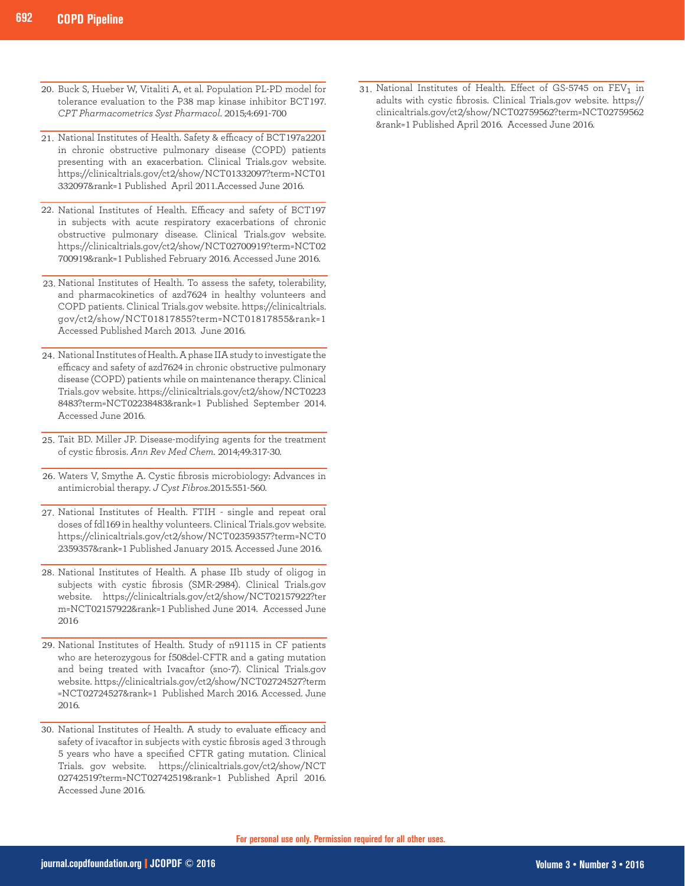20. Buck S, Hueber W, Vitaliti A, et al. Population PL-PD model for tolerance evaluation to the P38 map kinase inhibitor BCT197. *CPT Pharmacometrics Syst Pharmacol*. 2015;4:691-700

21. National Institutes of Health. Safety & efficacy of BCT197a2201 in chronic obstructive pulmonary disease (COPD) patients presenting with an exacerbation. Clinical Trials.gov website. https://clinicaltrials.gov/ct2/show/NCT01332097?term=NCT01332097&rank=1 Published April 2011.Accessed June 2016.

22. National Institutes of Health. Efficacy and safety of BCT197 in subjects with acute respiratory exacerbations of chronic obstructive pulmonary disease. Clinical Trials.gov website. https://clinicaltrials.gov/ct2/show/NCT02700919?term=NCT02700919&rank=1 Published February 2016. Accessed June 2016.

23. National Institutes of Health. To assess the safety, tolerability, and pharmacokinetics of azd7624 in healthy volunteers and COPD patients. Clinical Trials.gov website. https://clinicaltrials.gov/ct2/show/NCT01817855?term=NCT01817855&rank=1 Accessed Published March 2013. June 2016.

24. National Institutes of Health. A phase IIA study to investigate the efficacy and safety of azd7624 in chronic obstructive pulmonary disease (COPD) patients while on maintenance therapy. Clinical Trials.gov website. https://clinicaltrials.gov/ct2/show/NCT02238483?term=NCT02238483&rank=1 Published September 2014. Accessed June 2016.

25. Tait BD. Miller JP. Disease-modifying agents for the treatment of cystic fibrosis. *Ann Rev Med Chem*. 2014;49:317-30.

26. Waters V, Smythe A. Cystic fibrosis microbiology: Advances in antimicrobial therapy. *J Cyst Fibros*.2015:551-560.

27. National Institutes of Health. FTIH - single and repeat oral doses of fdl169 in healthy volunteers. Clinical Trials.gov website. https://clinicaltrials.gov/ct2/show/NCT02359357?term=NCT02359357&rank=1 Published January 2015. Accessed June 2016.

28. National Institutes of Health. A phase IIb study of oligog in subjects with cystic fibrosis (SMR-2984). Clinical Trials.gov website. https://clinicaltrials.gov/ct2/show/NCT02157922?term=NCT02157922&rank=1 Published June 2014. Accessed June 2016

29. National Institutes of Health. Study of n91115 in CF patients who are heterozygous for f508del-CFTR and a gating mutation and being treated with Ivacaftor (sno-7). Clinical Trials.gov website. https://clinicaltrials.gov/ct2/show/NCT02724527?term=NCT02724527&rank=1 Published March 2016. Accessed. June 2016.

30. National Institutes of Health. A study to evaluate efficacy and safety of ivacaftor in subjects with cystic fibrosis aged 3 through 5 years who have a specified CFTR gating mutation. Clinical Trials. gov website. https://clinicaltrials.gov/ct2/show/NCT02742519?term=NCT02742519&rank=1 Published April 2016. Accessed June 2016.

31. National Institutes of Health. Effect of GS-5745 on $FEV_1$ in adults with cystic fibrosis. Clinical Trials.gov website. https://clinicaltrials.gov/ct2/show/NCT02759562?term=NCT02759562&rank=1 Published April 2016. Accessed June 2016.